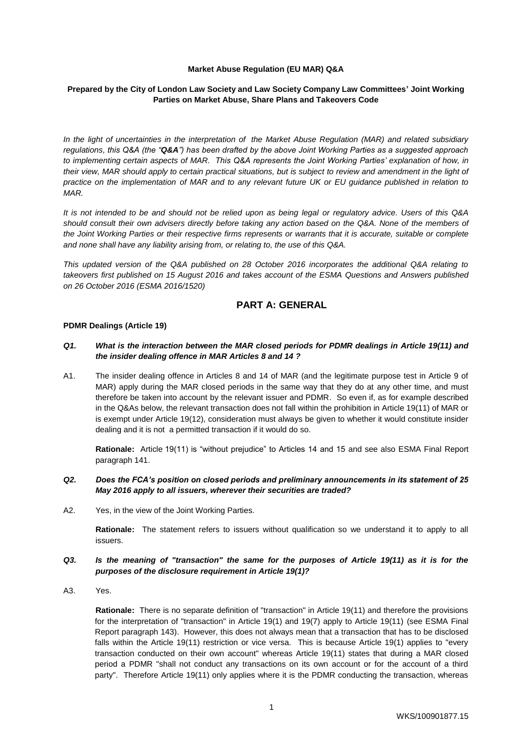**Market Abuse Regulation (EU MAR) Q&A**

**Prepared by the City of London Law Society and Law Society Company Law Committees' Joint Working Parties on Market Abuse, Share Plans and Takeovers Code**

*In the light of uncertainties in the interpretation of the Market Abuse Regulation (MAR) and related subsidiary regulations, this Q&A (the "**Q&A**") has been drafted by the above Joint Working Parties as a suggested approach to implementing certain aspects of MAR. This Q&A represents the Joint Working Parties' explanation of how, in their view, MAR should apply to certain practical situations, but is subject to review and amendment in the light of practice on the implementation of MAR and to any relevant future UK or EU guidance published in relation to MAR.*

*It is not intended to be and should not be relied upon as being legal or regulatory advice. Users of this Q&A should consult their own advisers directly before taking any action based on the Q&A. None of the members of the Joint Working Parties or their respective firms represents or warrants that it is accurate, suitable or complete and none shall have any liability arising from, or relating to, the use of this Q&A.*

*This updated version of the Q&A published on 28 October 2016 incorporates the additional Q&A relating to takeovers first published on 15 August 2016 and takes account of the ESMA Questions and Answers published on 26 October 2016 (ESMA 2016/1520)*

## PART A: GENERAL

### PDMR Dealings (Article 19)

***Q1. What is the interaction between the MAR closed periods for PDMR dealings in Article 19(11) and the insider dealing offence in MAR Articles 8 and 14 ?***

A1. The insider dealing offence in Articles 8 and 14 of MAR (and the legitimate purpose test in Article 9 of MAR) apply during the MAR closed periods in the same way that they do at any other time, and must therefore be taken into account by the relevant issuer and PDMR. So even if, as for example described in the Q&As below, the relevant transaction does not fall within the prohibition in Article 19(11) of MAR or is exempt under Article 19(12), consideration must always be given to whether it would constitute insider dealing and it is not a permitted transaction if it would do so.

**Rationale:** Article 19(11) is "without prejudice" to Articles 14 and 15 and see also ESMA Final Report paragraph 141.

***Q2. Does the FCA's position on closed periods and preliminary announcements in its statement of 25 May 2016 apply to all issuers, wherever their securities are traded?***

A2. Yes, in the view of the Joint Working Parties.

**Rationale:** The statement refers to issuers without qualification so we understand it to apply to all issuers.

***Q3. Is the meaning of "transaction" the same for the purposes of Article 19(11) as it is for the purposes of the disclosure requirement in Article 19(1)?***

A3. Yes.

**Rationale:** There is no separate definition of "transaction" in Article 19(11) and therefore the provisions for the interpretation of "transaction" in Article 19(1) and 19(7) apply to Article 19(11) (see ESMA Final Report paragraph 143). However, this does not always mean that a transaction that has to be disclosed falls within the Article 19(11) restriction or vice versa. This is because Article 19(1) applies to "every transaction conducted on their own account" whereas Article 19(11) states that during a MAR closed period a PDMR "shall not conduct any transactions on its own account or for the account of a third party". Therefore Article 19(11) only applies where it is the PDMR conducting the transaction, whereas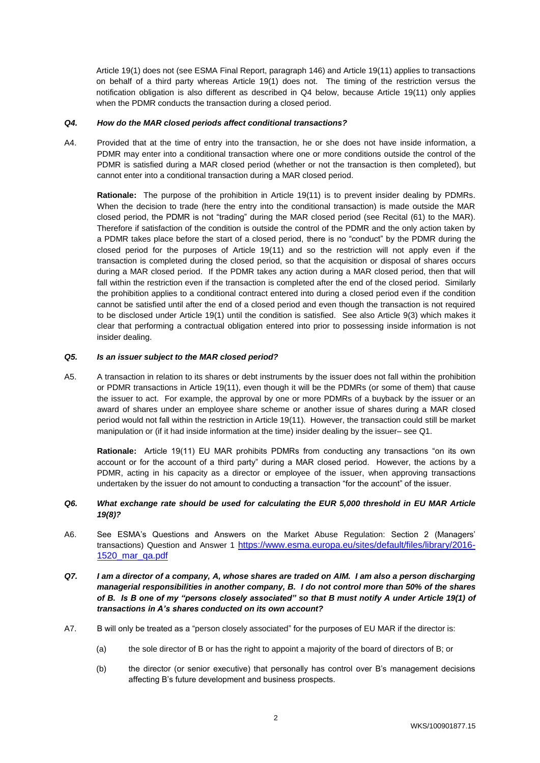Article 19(1) does not (see ESMA Final Report, paragraph 146) and Article 19(11) applies to transactions on behalf of a third party whereas Article 19(1) does not. The timing of the restriction versus the notification obligation is also different as described in Q4 below, because Article 19(11) only applies when the PDMR conducts the transaction during a closed period.

***Q4. How do the MAR closed periods affect conditional transactions?***

A4. Provided that at the time of entry into the transaction, he or she does not have inside information, a PDMR may enter into a conditional transaction where one or more conditions outside the control of the PDMR is satisfied during a MAR closed period (whether or not the transaction is then completed), but cannot enter into a conditional transaction during a MAR closed period.

**Rationale:** The purpose of the prohibition in Article 19(11) is to prevent insider dealing by PDMRs. When the decision to trade (here the entry into the conditional transaction) is made outside the MAR closed period, the PDMR is not "trading" during the MAR closed period (see Recital (61) to the MAR). Therefore if satisfaction of the condition is outside the control of the PDMR and the only action taken by a PDMR takes place before the start of a closed period, there is no "conduct" by the PDMR during the closed period for the purposes of Article 19(11) and so the restriction will not apply even if the transaction is completed during the closed period, so that the acquisition or disposal of shares occurs during a MAR closed period. If the PDMR takes any action during a MAR closed period, then that will fall within the restriction even if the transaction is completed after the end of the closed period. Similarly the prohibition applies to a conditional contract entered into during a closed period even if the condition cannot be satisfied until after the end of a closed period and even though the transaction is not required to be disclosed under Article 19(1) until the condition is satisfied. See also Article 9(3) which makes it clear that performing a contractual obligation entered into prior to possessing inside information is not insider dealing.

***Q5. Is an issuer subject to the MAR closed period?***

A5. A transaction in relation to its shares or debt instruments by the issuer does not fall within the prohibition or PDMR transactions in Article 19(11), even though it will be the PDMRs (or some of them) that cause the issuer to act. For example, the approval by one or more PDMRs of a buyback by the issuer or an award of shares under an employee share scheme or another issue of shares during a MAR closed period would not fall within the restriction in Article 19(11). However, the transaction could still be market manipulation or (if it had inside information at the time) insider dealing by the issuer– see Q1.

**Rationale:** Article 19(11) EU MAR prohibits PDMRs from conducting any transactions "on its own account or for the account of a third party" during a MAR closed period. However, the actions by a PDMR, acting in his capacity as a director or employee of the issuer, when approving transactions undertaken by the issuer do not amount to conducting a transaction "for the account" of the issuer.

***Q6. What exchange rate should be used for calculating the EUR 5,000 threshold in EU MAR Article 19(8)?***

A6. See ESMA's Questions and Answers on the Market Abuse Regulation: Section 2 (Managers' transactions) Question and Answer 1 https://www.esma.europa.eu/sites/default/files/library/2016-1520_mar_qa.pdf

***Q7. I am a director of a company, A, whose shares are traded on AIM. I am also a person discharging managerial responsibilities in another company, B. I do not control more than 50% of the shares of B. Is B one of my "persons closely associated" so that B must notify A under Article 19(1) of transactions in A's shares conducted on its own account?***

A7. B will only be treated as a "person closely associated" for the purposes of EU MAR if the director is:

(a) the sole director of B or has the right to appoint a majority of the board of directors of B; or

(b) the director (or senior executive) that personally has control over B's management decisions affecting B's future development and business prospects.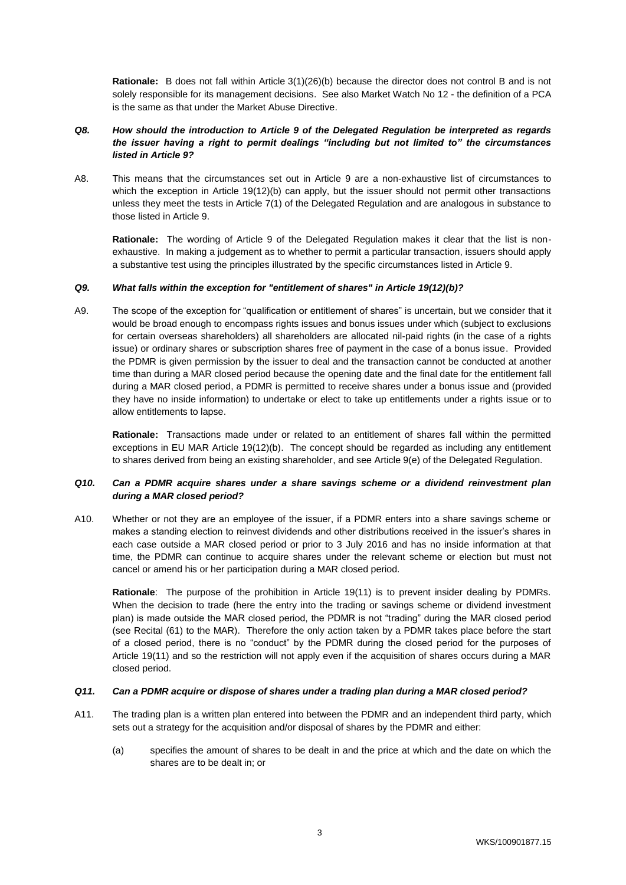**Rationale:** B does not fall within Article 3(1)(26)(b) because the director does not control B and is not solely responsible for its management decisions. See also Market Watch No 12 - the definition of a PCA is the same as that under the Market Abuse Directive.

***Q8. How should the introduction to Article 9 of the Delegated Regulation be interpreted as regards the issuer having a right to permit dealings "including but not limited to" the circumstances listed in Article 9?***

A8. This means that the circumstances set out in Article 9 are a non-exhaustive list of circumstances to which the exception in Article 19(12)(b) can apply, but the issuer should not permit other transactions unless they meet the tests in Article 7(1) of the Delegated Regulation and are analogous in substance to those listed in Article 9.

**Rationale:** The wording of Article 9 of the Delegated Regulation makes it clear that the list is non-exhaustive. In making a judgement as to whether to permit a particular transaction, issuers should apply a substantive test using the principles illustrated by the specific circumstances listed in Article 9.

***Q9. What falls within the exception for "entitlement of shares" in Article 19(12)(b)?***

A9. The scope of the exception for "qualification or entitlement of shares" is uncertain, but we consider that it would be broad enough to encompass rights issues and bonus issues under which (subject to exclusions for certain overseas shareholders) all shareholders are allocated nil-paid rights (in the case of a rights issue) or ordinary shares or subscription shares free of payment in the case of a bonus issue. Provided the PDMR is given permission by the issuer to deal and the transaction cannot be conducted at another time than during a MAR closed period because the opening date and the final date for the entitlement fall during a MAR closed period, a PDMR is permitted to receive shares under a bonus issue and (provided they have no inside information) to undertake or elect to take up entitlements under a rights issue or to allow entitlements to lapse.

**Rationale:** Transactions made under or related to an entitlement of shares fall within the permitted exceptions in EU MAR Article 19(12)(b). The concept should be regarded as including any entitlement to shares derived from being an existing shareholder, and see Article 9(e) of the Delegated Regulation.

***Q10. Can a PDMR acquire shares under a share savings scheme or a dividend reinvestment plan during a MAR closed period?***

A10. Whether or not they are an employee of the issuer, if a PDMR enters into a share savings scheme or makes a standing election to reinvest dividends and other distributions received in the issuer's shares in each case outside a MAR closed period or prior to 3 July 2016 and has no inside information at that time, the PDMR can continue to acquire shares under the relevant scheme or election but must not cancel or amend his or her participation during a MAR closed period.

**Rationale**: The purpose of the prohibition in Article 19(11) is to prevent insider dealing by PDMRs. When the decision to trade (here the entry into the trading or savings scheme or dividend investment plan) is made outside the MAR closed period, the PDMR is not "trading" during the MAR closed period (see Recital (61) to the MAR). Therefore the only action taken by a PDMR takes place before the start of a closed period, there is no "conduct" by the PDMR during the closed period for the purposes of Article 19(11) and so the restriction will not apply even if the acquisition of shares occurs during a MAR closed period.

***Q11. Can a PDMR acquire or dispose of shares under a trading plan during a MAR closed period?***

A11. The trading plan is a written plan entered into between the PDMR and an independent third party, which sets out a strategy for the acquisition and/or disposal of shares by the PDMR and either:

(a) specifies the amount of shares to be dealt in and the price at which and the date on which the shares are to be dealt in; or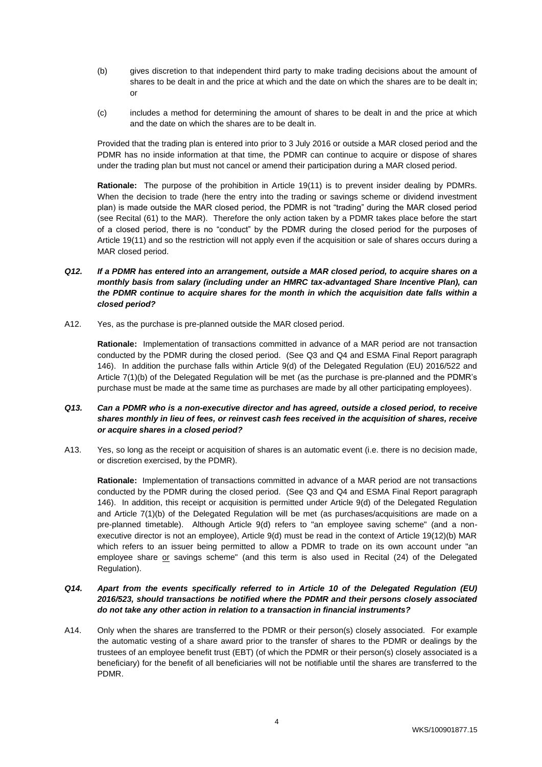(b) gives discretion to that independent third party to make trading decisions about the amount of shares to be dealt in and the price at which and the date on which the shares are to be dealt in; or

(c) includes a method for determining the amount of shares to be dealt in and the price at which and the date on which the shares are to be dealt in.

Provided that the trading plan is entered into prior to 3 July 2016 or outside a MAR closed period and the PDMR has no inside information at that time, the PDMR can continue to acquire or dispose of shares under the trading plan but must not cancel or amend their participation during a MAR closed period.

**Rationale:** The purpose of the prohibition in Article 19(11) is to prevent insider dealing by PDMRs. When the decision to trade (here the entry into the trading or savings scheme or dividend investment plan) is made outside the MAR closed period, the PDMR is not "trading" during the MAR closed period (see Recital (61) to the MAR). Therefore the only action taken by a PDMR takes place before the start of a closed period, there is no "conduct" by the PDMR during the closed period for the purposes of Article 19(11) and so the restriction will not apply even if the acquisition or sale of shares occurs during a MAR closed period.

***Q12. If a PDMR has entered into an arrangement, outside a MAR closed period, to acquire shares on a monthly basis from salary (including under an HMRC tax-advantaged Share Incentive Plan), can the PDMR continue to acquire shares for the month in which the acquisition date falls within a closed period?***

A12. Yes, as the purchase is pre-planned outside the MAR closed period.

**Rationale:** Implementation of transactions committed in advance of a MAR period are not transaction conducted by the PDMR during the closed period. (See Q3 and Q4 and ESMA Final Report paragraph 146). In addition the purchase falls within Article 9(d) of the Delegated Regulation (EU) 2016/522 and Article 7(1)(b) of the Delegated Regulation will be met (as the purchase is pre-planned and the PDMR's purchase must be made at the same time as purchases are made by all other participating employees).

***Q13. Can a PDMR who is a non-executive director and has agreed, outside a closed period, to receive shares monthly in lieu of fees, or reinvest cash fees received in the acquisition of shares, receive or acquire shares in a closed period?***

A13. Yes, so long as the receipt or acquisition of shares is an automatic event (i.e. there is no decision made, or discretion exercised, by the PDMR).

**Rationale:** Implementation of transactions committed in advance of a MAR period are not transactions conducted by the PDMR during the closed period. (See Q3 and Q4 and ESMA Final Report paragraph 146). In addition, this receipt or acquisition is permitted under Article 9(d) of the Delegated Regulation and Article 7(1)(b) of the Delegated Regulation will be met (as purchases/acquisitions are made on a pre-planned timetable). Although Article 9(d) refers to "an employee saving scheme" (and a non-executive director is not an employee), Article 9(d) must be read in the context of Article 19(12)(b) MAR which refers to an issuer being permitted to allow a PDMR to trade on its own account under "an employee share <u>or</u> savings scheme" (and this term is also used in Recital (24) of the Delegated Regulation).

***Q14. Apart from the events specifically referred to in Article 10 of the Delegated Regulation (EU) 2016/523, should transactions be notified where the PDMR and their persons closely associated do not take any other action in relation to a transaction in financial instruments?***

A14. Only when the shares are transferred to the PDMR or their person(s) closely associated. For example the automatic vesting of a share award prior to the transfer of shares to the PDMR or dealings by the trustees of an employee benefit trust (EBT) (of which the PDMR or their person(s) closely associated is a beneficiary) for the benefit of all beneficiaries will not be notifiable until the shares are transferred to the PDMR.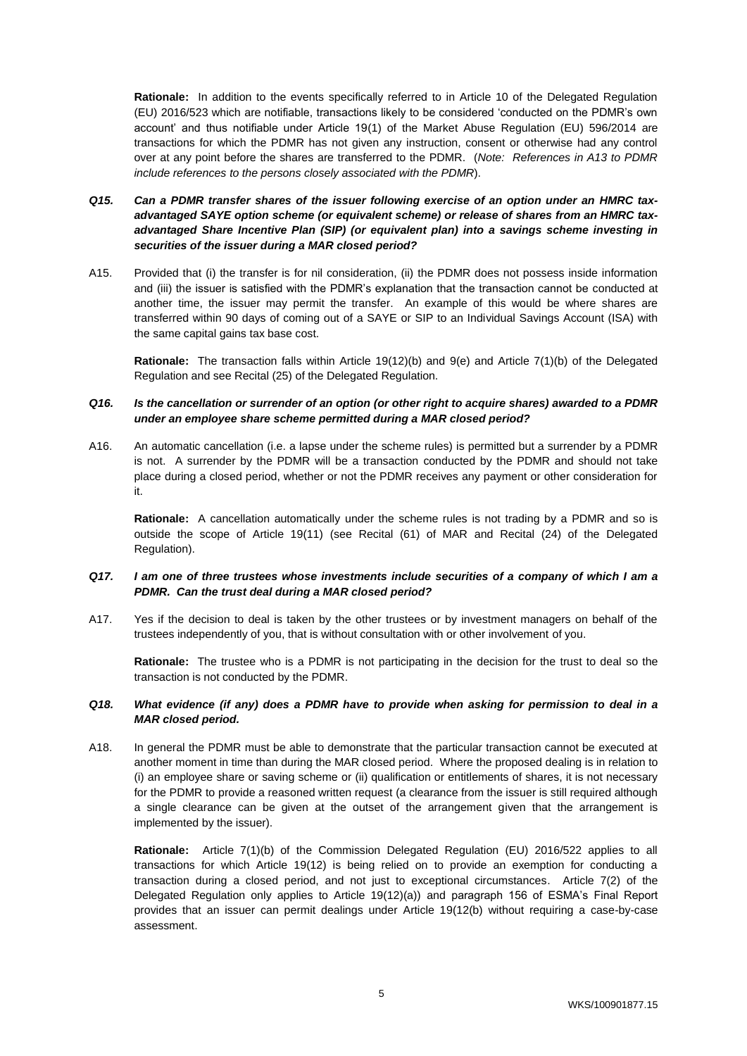**Rationale:** In addition to the events specifically referred to in Article 10 of the Delegated Regulation (EU) 2016/523 which are notifiable, transactions likely to be considered 'conducted on the PDMR's own account' and thus notifiable under Article 19(1) of the Market Abuse Regulation (EU) 596/2014 are transactions for which the PDMR has not given any instruction, consent or otherwise had any control over at any point before the shares are transferred to the PDMR. (*Note: References in A13 to PDMR include references to the persons closely associated with the PDMR*).

***Q15. Can a PDMR transfer shares of the issuer following exercise of an option under an HMRC tax-advantaged SAYE option scheme (or equivalent scheme) or release of shares from an HMRC tax-advantaged Share Incentive Plan (SIP) (or equivalent plan) into a savings scheme investing in securities of the issuer during a MAR closed period?***

A15. Provided that (i) the transfer is for nil consideration, (ii) the PDMR does not possess inside information and (iii) the issuer is satisfied with the PDMR's explanation that the transaction cannot be conducted at another time, the issuer may permit the transfer. An example of this would be where shares are transferred within 90 days of coming out of a SAYE or SIP to an Individual Savings Account (ISA) with the same capital gains tax base cost.

**Rationale:** The transaction falls within Article 19(12)(b) and 9(e) and Article 7(1)(b) of the Delegated Regulation and see Recital (25) of the Delegated Regulation.

***Q16. Is the cancellation or surrender of an option (or other right to acquire shares) awarded to a PDMR under an employee share scheme permitted during a MAR closed period?***

A16. An automatic cancellation (i.e. a lapse under the scheme rules) is permitted but a surrender by a PDMR is not. A surrender by the PDMR will be a transaction conducted by the PDMR and should not take place during a closed period, whether or not the PDMR receives any payment or other consideration for it.

**Rationale:** A cancellation automatically under the scheme rules is not trading by a PDMR and so is outside the scope of Article 19(11) (see Recital (61) of MAR and Recital (24) of the Delegated Regulation).

***Q17. I am one of three trustees whose investments include securities of a company of which I am a PDMR. Can the trust deal during a MAR closed period?***

A17. Yes if the decision to deal is taken by the other trustees or by investment managers on behalf of the trustees independently of you, that is without consultation with or other involvement of you.

**Rationale:** The trustee who is a PDMR is not participating in the decision for the trust to deal so the transaction is not conducted by the PDMR.

***Q18. What evidence (if any) does a PDMR have to provide when asking for permission to deal in a MAR closed period.***

A18. In general the PDMR must be able to demonstrate that the particular transaction cannot be executed at another moment in time than during the MAR closed period. Where the proposed dealing is in relation to (i) an employee share or saving scheme or (ii) qualification or entitlements of shares, it is not necessary for the PDMR to provide a reasoned written request (a clearance from the issuer is still required although a single clearance can be given at the outset of the arrangement given that the arrangement is implemented by the issuer).

**Rationale:** Article 7(1)(b) of the Commission Delegated Regulation (EU) 2016/522 applies to all transactions for which Article 19(12) is being relied on to provide an exemption for conducting a transaction during a closed period, and not just to exceptional circumstances. Article 7(2) of the Delegated Regulation only applies to Article 19(12)(a)) and paragraph 156 of ESMA's Final Report provides that an issuer can permit dealings under Article 19(12(b) without requiring a case-by-case assessment.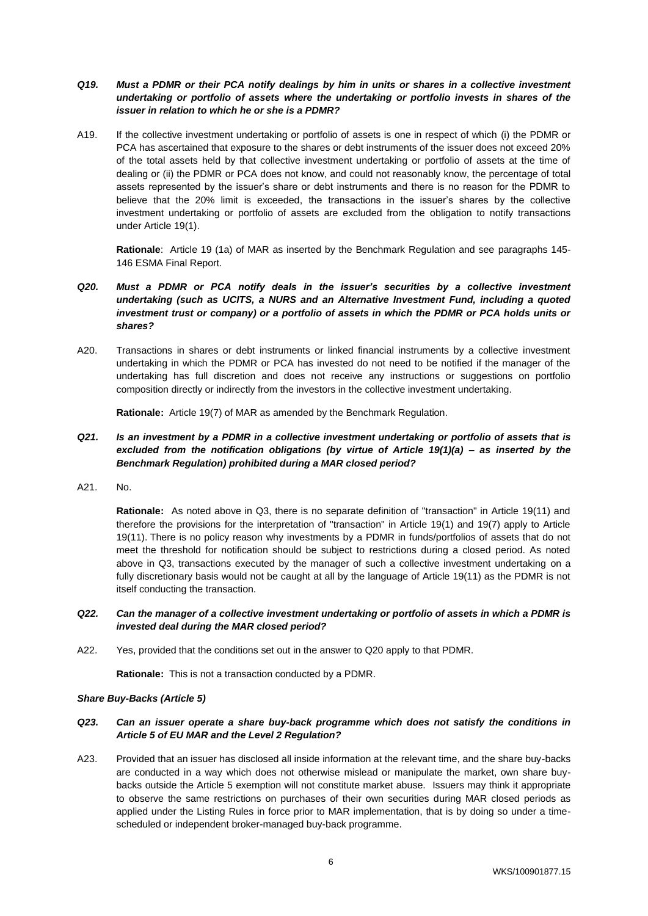***Q19. Must a PDMR or their PCA notify dealings by him in units or shares in a collective investment undertaking or portfolio of assets where the undertaking or portfolio invests in shares of the issuer in relation to which he or she is a PDMR?***

A19. If the collective investment undertaking or portfolio of assets is one in respect of which (i) the PDMR or PCA has ascertained that exposure to the shares or debt instruments of the issuer does not exceed 20% of the total assets held by that collective investment undertaking or portfolio of assets at the time of dealing or (ii) the PDMR or PCA does not know, and could not reasonably know, the percentage of total assets represented by the issuer's share or debt instruments and there is no reason for the PDMR to believe that the 20% limit is exceeded, the transactions in the issuer's shares by the collective investment undertaking or portfolio of assets are excluded from the obligation to notify transactions under Article 19(1).

**Rationale**: Article 19 (1a) of MAR as inserted by the Benchmark Regulation and see paragraphs 145-146 ESMA Final Report.

***Q20. Must a PDMR or PCA notify deals in the issuer's securities by a collective investment undertaking (such as UCITS, a NURS and an Alternative Investment Fund, including a quoted investment trust or company) or a portfolio of assets in which the PDMR or PCA holds units or shares?***

A20. Transactions in shares or debt instruments or linked financial instruments by a collective investment undertaking in which the PDMR or PCA has invested do not need to be notified if the manager of the undertaking has full discretion and does not receive any instructions or suggestions on portfolio composition directly or indirectly from the investors in the collective investment undertaking.

**Rationale:** Article 19(7) of MAR as amended by the Benchmark Regulation.

***Q21. Is an investment by a PDMR in a collective investment undertaking or portfolio of assets that is excluded from the notification obligations (by virtue of Article 19(1)(a) – as inserted by the Benchmark Regulation) prohibited during a MAR closed period?***

A21. No.

**Rationale:** As noted above in Q3, there is no separate definition of "transaction" in Article 19(11) and therefore the provisions for the interpretation of "transaction" in Article 19(1) and 19(7) apply to Article 19(11). There is no policy reason why investments by a PDMR in funds/portfolios of assets that do not meet the threshold for notification should be subject to restrictions during a closed period. As noted above in Q3, transactions executed by the manager of such a collective investment undertaking on a fully discretionary basis would not be caught at all by the language of Article 19(11) as the PDMR is not itself conducting the transaction.

***Q22. Can the manager of a collective investment undertaking or portfolio of assets in which a PDMR is invested deal during the MAR closed period?***

A22. Yes, provided that the conditions set out in the answer to Q20 apply to that PDMR.

**Rationale:** This is not a transaction conducted by a PDMR.

***Share Buy-Backs (Article 5)***

***Q23. Can an issuer operate a share buy-back programme which does not satisfy the conditions in Article 5 of EU MAR and the Level 2 Regulation?***

A23. Provided that an issuer has disclosed all inside information at the relevant time, and the share buy-backs are conducted in a way which does not otherwise mislead or manipulate the market, own share buy-backs outside the Article 5 exemption will not constitute market abuse. Issuers may think it appropriate to observe the same restrictions on purchases of their own securities during MAR closed periods as applied under the Listing Rules in force prior to MAR implementation, that is by doing so under a time-scheduled or independent broker-managed buy-back programme.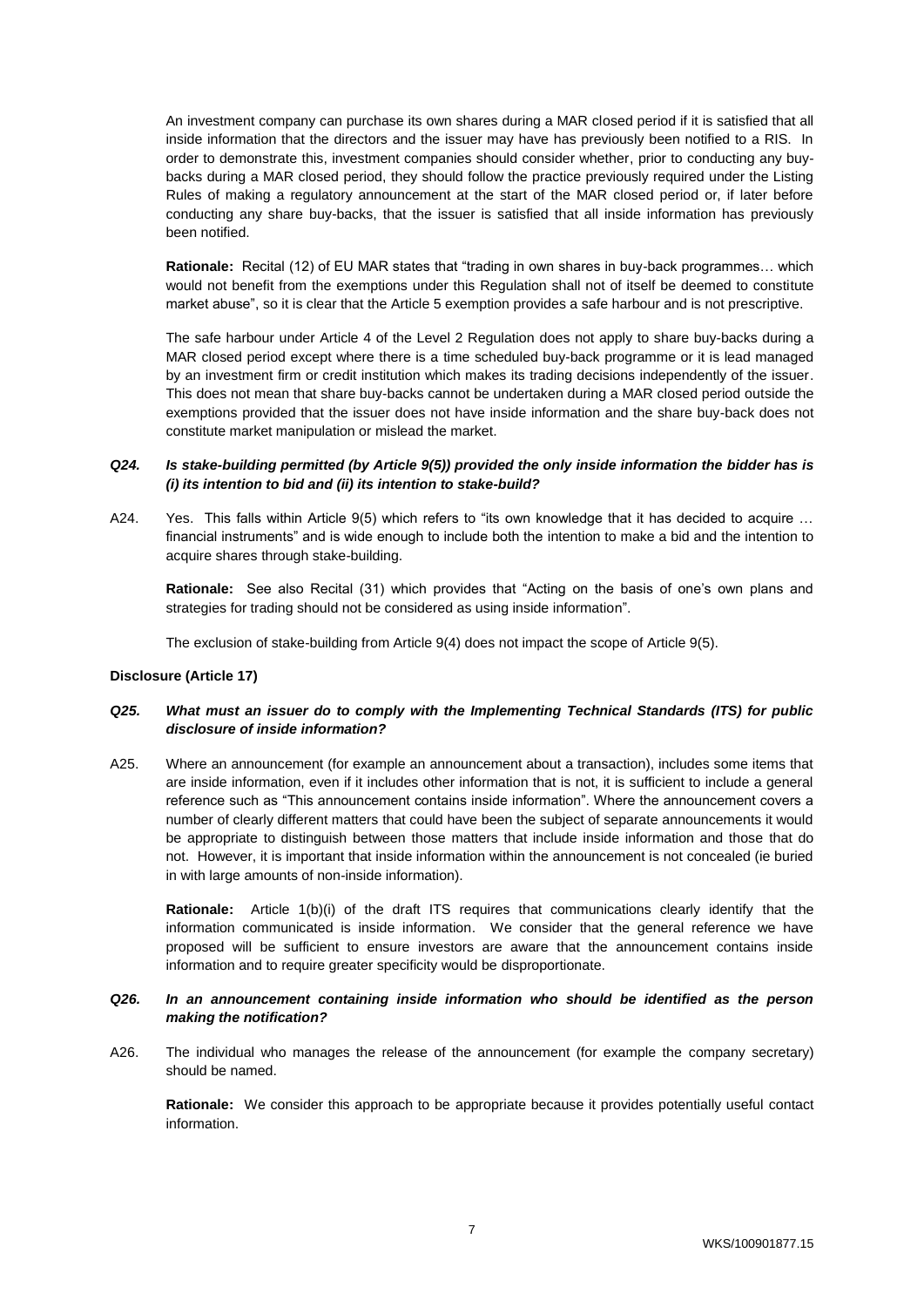An investment company can purchase its own shares during a MAR closed period if it is satisfied that all inside information that the directors and the issuer may have has previously been notified to a RIS. In order to demonstrate this, investment companies should consider whether, prior to conducting any buy-backs during a MAR closed period, they should follow the practice previously required under the Listing Rules of making a regulatory announcement at the start of the MAR closed period or, if later before conducting any share buy-backs, that the issuer is satisfied that all inside information has previously been notified.

**Rationale:** Recital (12) of EU MAR states that "trading in own shares in buy-back programmes… which would not benefit from the exemptions under this Regulation shall not of itself be deemed to constitute market abuse", so it is clear that the Article 5 exemption provides a safe harbour and is not prescriptive.

The safe harbour under Article 4 of the Level 2 Regulation does not apply to share buy-backs during a MAR closed period except where there is a time scheduled buy-back programme or it is lead managed by an investment firm or credit institution which makes its trading decisions independently of the issuer. This does not mean that share buy-backs cannot be undertaken during a MAR closed period outside the exemptions provided that the issuer does not have inside information and the share buy-back does not constitute market manipulation or mislead the market.

***Q24. Is stake-building permitted (by Article 9(5)) provided the only inside information the bidder has is (i) its intention to bid and (ii) its intention to stake-build?***

A24. Yes. This falls within Article 9(5) which refers to "its own knowledge that it has decided to acquire … financial instruments" and is wide enough to include both the intention to make a bid and the intention to acquire shares through stake-building.

**Rationale:** See also Recital (31) which provides that "Acting on the basis of one's own plans and strategies for trading should not be considered as using inside information".

The exclusion of stake-building from Article 9(4) does not impact the scope of Article 9(5).

**Disclosure (Article 17)**

***Q25. What must an issuer do to comply with the Implementing Technical Standards (ITS) for public disclosure of inside information?***

A25. Where an announcement (for example an announcement about a transaction), includes some items that are inside information, even if it includes other information that is not, it is sufficient to include a general reference such as "This announcement contains inside information". Where the announcement covers a number of clearly different matters that could have been the subject of separate announcements it would be appropriate to distinguish between those matters that include inside information and those that do not. However, it is important that inside information within the announcement is not concealed (ie buried in with large amounts of non-inside information).

**Rationale:** Article 1(b)(i) of the draft ITS requires that communications clearly identify that the information communicated is inside information. We consider that the general reference we have proposed will be sufficient to ensure investors are aware that the announcement contains inside information and to require greater specificity would be disproportionate.

***Q26. In an announcement containing inside information who should be identified as the person making the notification?***

A26. The individual who manages the release of the announcement (for example the company secretary) should be named.

**Rationale:** We consider this approach to be appropriate because it provides potentially useful contact information.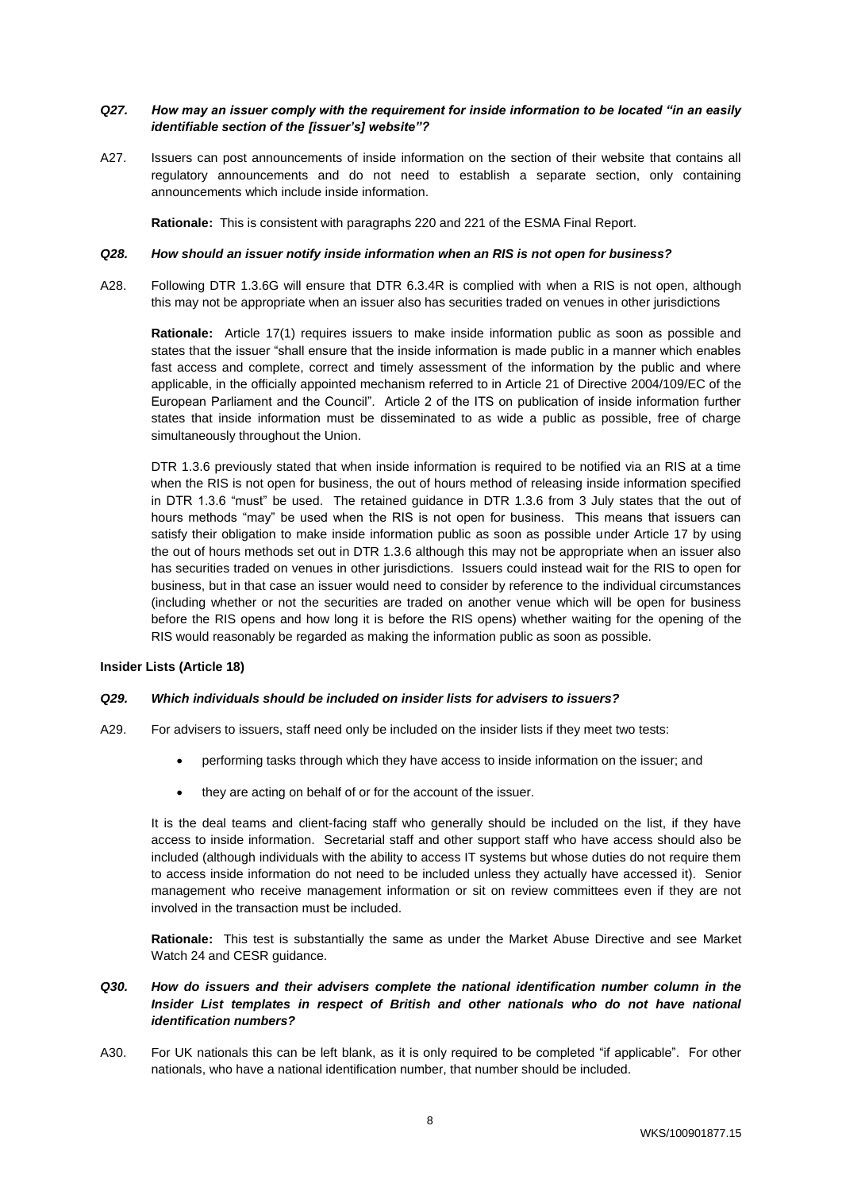***Q27. How may an issuer comply with the requirement for inside information to be located "in an easily identifiable section of the [issuer's] website"?***

A27. Issuers can post announcements of inside information on the section of their website that contains all regulatory announcements and do not need to establish a separate section, only containing announcements which include inside information.

**Rationale:** This is consistent with paragraphs 220 and 221 of the ESMA Final Report.

***Q28. How should an issuer notify inside information when an RIS is not open for business?***

A28. Following DTR 1.3.6G will ensure that DTR 6.3.4R is complied with when a RIS is not open, although this may not be appropriate when an issuer also has securities traded on venues in other jurisdictions

**Rationale:** Article 17(1) requires issuers to make inside information public as soon as possible and states that the issuer "shall ensure that the inside information is made public in a manner which enables fast access and complete, correct and timely assessment of the information by the public and where applicable, in the officially appointed mechanism referred to in Article 21 of Directive 2004/109/EC of the European Parliament and the Council". Article 2 of the ITS on publication of inside information further states that inside information must be disseminated to as wide a public as possible, free of charge simultaneously throughout the Union.

DTR 1.3.6 previously stated that when inside information is required to be notified via an RIS at a time when the RIS is not open for business, the out of hours method of releasing inside information specified in DTR 1.3.6 "must" be used. The retained guidance in DTR 1.3.6 from 3 July states that the out of hours methods "may" be used when the RIS is not open for business. This means that issuers can satisfy their obligation to make inside information public as soon as possible under Article 17 by using the out of hours methods set out in DTR 1.3.6 although this may not be appropriate when an issuer also has securities traded on venues in other jurisdictions. Issuers could instead wait for the RIS to open for business, but in that case an issuer would need to consider by reference to the individual circumstances (including whether or not the securities are traded on another venue which will be open for business before the RIS opens and how long it is before the RIS opens) whether waiting for the opening of the RIS would reasonably be regarded as making the information public as soon as possible.

**Insider Lists (Article 18)**

***Q29. Which individuals should be included on insider lists for advisers to issuers?***

A29. For advisers to issuers, staff need only be included on the insider lists if they meet two tests:

- performing tasks through which they have access to inside information on the issuer; and
- they are acting on behalf of or for the account of the issuer.

It is the deal teams and client-facing staff who generally should be included on the list, if they have access to inside information. Secretarial staff and other support staff who have access should also be included (although individuals with the ability to access IT systems but whose duties do not require them to access inside information do not need to be included unless they actually have accessed it). Senior management who receive management information or sit on review committees even if they are not involved in the transaction must be included.

**Rationale:** This test is substantially the same as under the Market Abuse Directive and see Market Watch 24 and CESR guidance.

***Q30. How do issuers and their advisers complete the national identification number column in the Insider List templates in respect of British and other nationals who do not have national identification numbers?***

A30. For UK nationals this can be left blank, as it is only required to be completed "if applicable". For other nationals, who have a national identification number, that number should be included.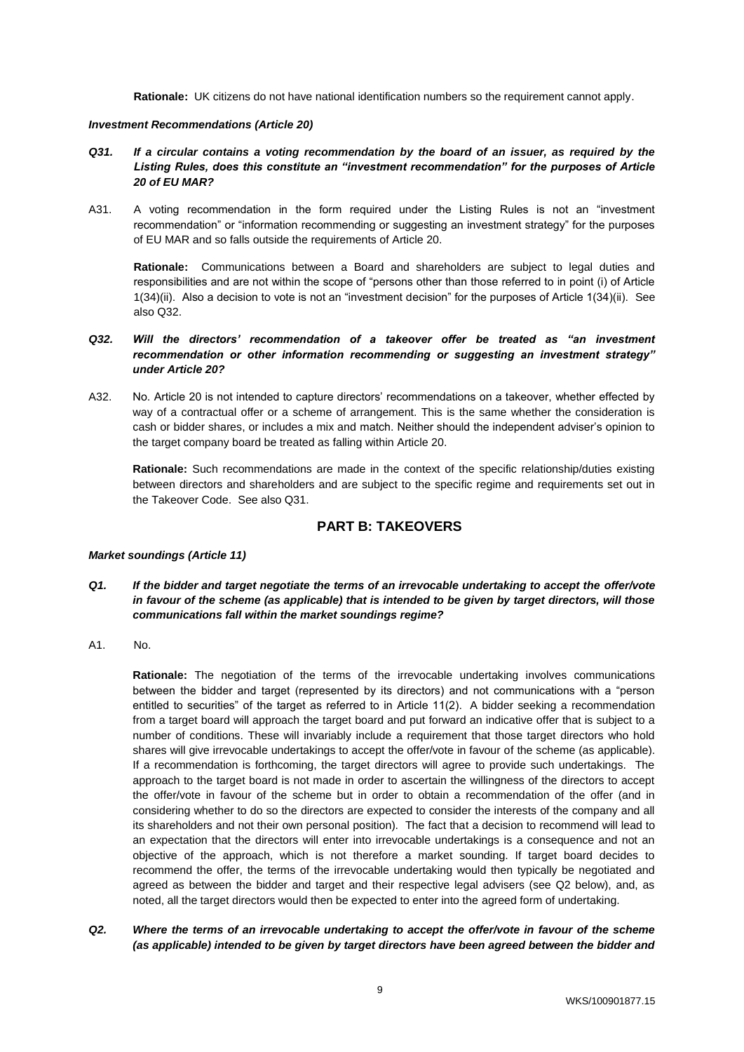**Rationale:** UK citizens do not have national identification numbers so the requirement cannot apply.

***Investment Recommendations (Article 20)***

***Q31. If a circular contains a voting recommendation by the board of an issuer, as required by the Listing Rules, does this constitute an "investment recommendation" for the purposes of Article 20 of EU MAR?***

A31. A voting recommendation in the form required under the Listing Rules is not an "investment recommendation" or "information recommending or suggesting an investment strategy" for the purposes of EU MAR and so falls outside the requirements of Article 20.

**Rationale:** Communications between a Board and shareholders are subject to legal duties and responsibilities and are not within the scope of "persons other than those referred to in point (i) of Article 1(34)(ii). Also a decision to vote is not an "investment decision" for the purposes of Article 1(34)(ii). See also Q32.

***Q32. Will the directors' recommendation of a takeover offer be treated as "an investment recommendation or other information recommending or suggesting an investment strategy" under Article 20?***

A32. No. Article 20 is not intended to capture directors' recommendations on a takeover, whether effected by way of a contractual offer or a scheme of arrangement. This is the same whether the consideration is cash or bidder shares, or includes a mix and match. Neither should the independent adviser's opinion to the target company board be treated as falling within Article 20.

**Rationale:** Such recommendations are made in the context of the specific relationship/duties existing between directors and shareholders and are subject to the specific regime and requirements set out in the Takeover Code. See also Q31.

## PART B: TAKEOVERS

***Market soundings (Article 11)***

***Q1. If the bidder and target negotiate the terms of an irrevocable undertaking to accept the offer/vote in favour of the scheme (as applicable) that is intended to be given by target directors, will those communications fall within the market soundings regime?***

A1. No.

**Rationale:** The negotiation of the terms of the irrevocable undertaking involves communications between the bidder and target (represented by its directors) and not communications with a "person entitled to securities" of the target as referred to in Article 11(2). A bidder seeking a recommendation from a target board will approach the target board and put forward an indicative offer that is subject to a number of conditions. These will invariably include a requirement that those target directors who hold shares will give irrevocable undertakings to accept the offer/vote in favour of the scheme (as applicable). If a recommendation is forthcoming, the target directors will agree to provide such undertakings. The approach to the target board is not made in order to ascertain the willingness of the directors to accept the offer/vote in favour of the scheme but in order to obtain a recommendation of the offer (and in considering whether to do so the directors are expected to consider the interests of the company and all its shareholders and not their own personal position). The fact that a decision to recommend will lead to an expectation that the directors will enter into irrevocable undertakings is a consequence and not an objective of the approach, which is not therefore a market sounding. If target board decides to recommend the offer, the terms of the irrevocable undertaking would then typically be negotiated and agreed as between the bidder and target and their respective legal advisers (see Q2 below), and, as noted, all the target directors would then be expected to enter into the agreed form of undertaking.

***Q2. Where the terms of an irrevocable undertaking to accept the offer/vote in favour of the scheme (as applicable) intended to be given by target directors have been agreed between the bidder and***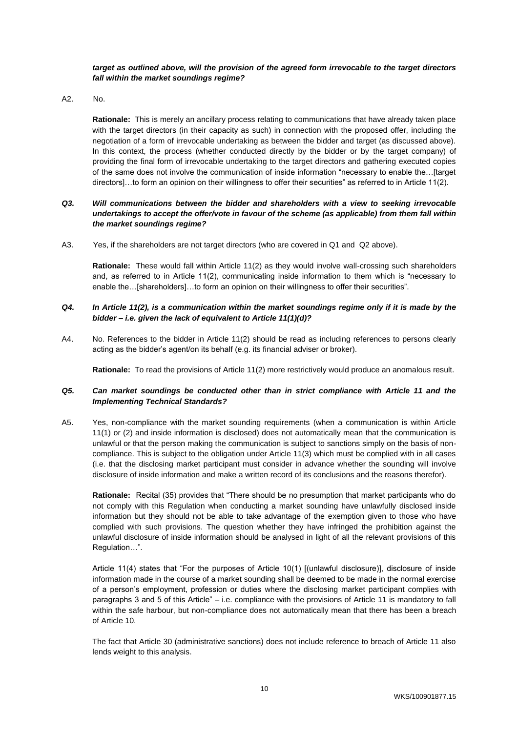***target as outlined above, will the provision of the agreed form irrevocable to the target directors fall within the market soundings regime?***

A2. No.

**Rationale:** This is merely an ancillary process relating to communications that have already taken place with the target directors (in their capacity as such) in connection with the proposed offer, including the negotiation of a form of irrevocable undertaking as between the bidder and target (as discussed above). In this context, the process (whether conducted directly by the bidder or by the target company) of providing the final form of irrevocable undertaking to the target directors and gathering executed copies of the same does not involve the communication of inside information "necessary to enable the…[target directors]…to form an opinion on their willingness to offer their securities" as referred to in Article 11(2).

***Q3. Will communications between the bidder and shareholders with a view to seeking irrevocable undertakings to accept the offer/vote in favour of the scheme (as applicable) from them fall within the market soundings regime?***

A3. Yes, if the shareholders are not target directors (who are covered in Q1 and Q2 above).

**Rationale:** These would fall within Article 11(2) as they would involve wall-crossing such shareholders and, as referred to in Article 11(2), communicating inside information to them which is "necessary to enable the…[shareholders]…to form an opinion on their willingness to offer their securities".

***Q4. In Article 11(2), is a communication within the market soundings regime only if it is made by the bidder – i.e. given the lack of equivalent to Article 11(1)(d)?***

A4. No. References to the bidder in Article 11(2) should be read as including references to persons clearly acting as the bidder's agent/on its behalf (e.g. its financial adviser or broker).

**Rationale:** To read the provisions of Article 11(2) more restrictively would produce an anomalous result.

***Q5. Can market soundings be conducted other than in strict compliance with Article 11 and the Implementing Technical Standards?***

A5. Yes, non-compliance with the market sounding requirements (when a communication is within Article 11(1) or (2) and inside information is disclosed) does not automatically mean that the communication is unlawful or that the person making the communication is subject to sanctions simply on the basis of non-compliance. This is subject to the obligation under Article 11(3) which must be complied with in all cases (i.e. that the disclosing market participant must consider in advance whether the sounding will involve disclosure of inside information and make a written record of its conclusions and the reasons therefor).

**Rationale:** Recital (35) provides that "There should be no presumption that market participants who do not comply with this Regulation when conducting a market sounding have unlawfully disclosed inside information but they should not be able to take advantage of the exemption given to those who have complied with such provisions. The question whether they have infringed the prohibition against the unlawful disclosure of inside information should be analysed in light of all the relevant provisions of this Regulation…".

Article 11(4) states that "For the purposes of Article 10(1) [(unlawful disclosure)], disclosure of inside information made in the course of a market sounding shall be deemed to be made in the normal exercise of a person's employment, profession or duties where the disclosing market participant complies with paragraphs 3 and 5 of this Article" – i.e. compliance with the provisions of Article 11 is mandatory to fall within the safe harbour, but non-compliance does not automatically mean that there has been a breach of Article 10.

The fact that Article 30 (administrative sanctions) does not include reference to breach of Article 11 also lends weight to this analysis.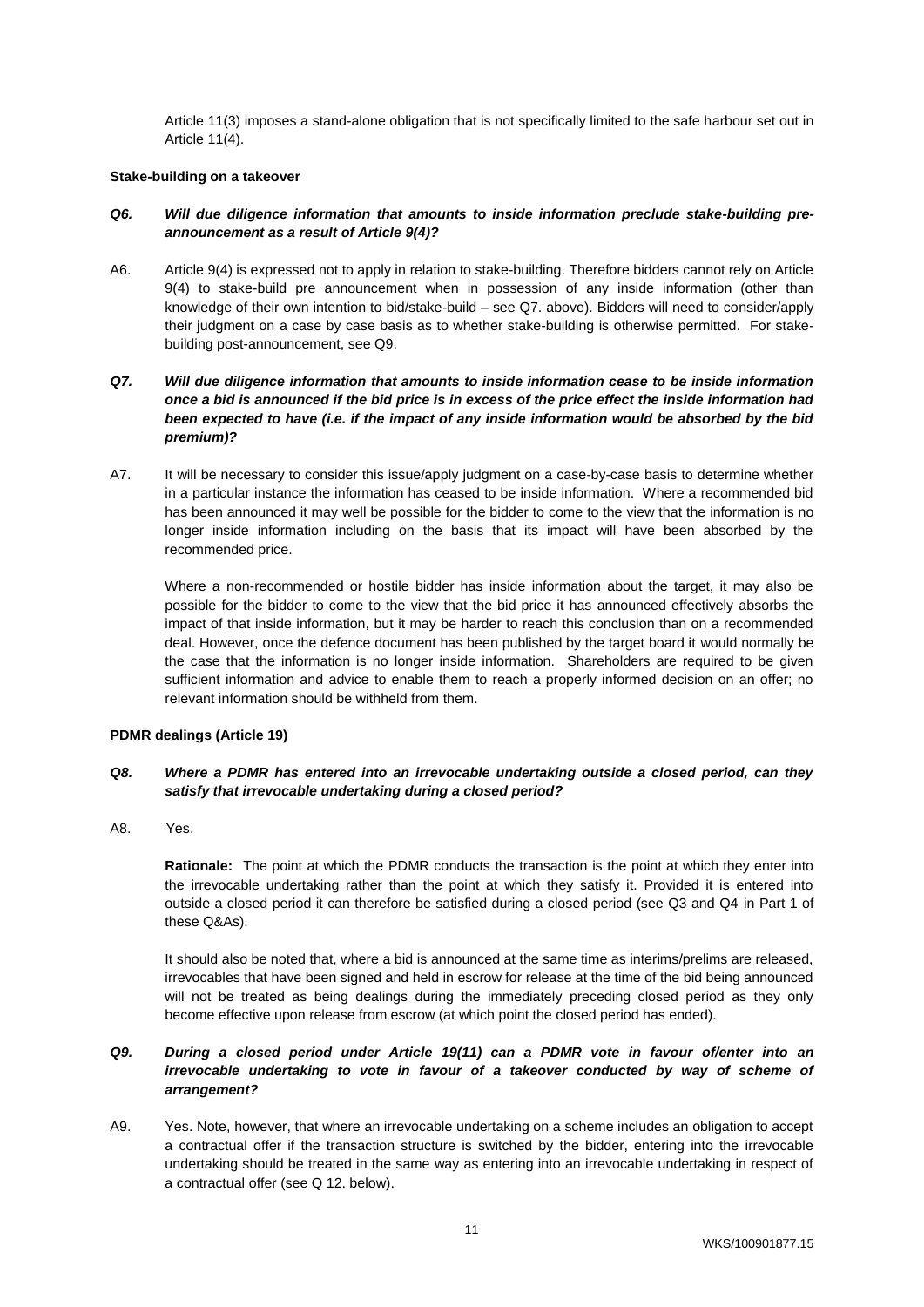Article 11(3) imposes a stand-alone obligation that is not specifically limited to the safe harbour set out in Article 11(4).

**Stake-building on a takeover**

***Q6. Will due diligence information that amounts to inside information preclude stake-building pre-announcement as a result of Article 9(4)?***

A6. Article 9(4) is expressed not to apply in relation to stake-building. Therefore bidders cannot rely on Article 9(4) to stake-build pre announcement when in possession of any inside information (other than knowledge of their own intention to bid/stake-build – see Q7. above). Bidders will need to consider/apply their judgment on a case by case basis as to whether stake-building is otherwise permitted. For stake-building post-announcement, see Q9.

***Q7. Will due diligence information that amounts to inside information cease to be inside information once a bid is announced if the bid price is in excess of the price effect the inside information had been expected to have (i.e. if the impact of any inside information would be absorbed by the bid premium)?***

A7. It will be necessary to consider this issue/apply judgment on a case-by-case basis to determine whether in a particular instance the information has ceased to be inside information. Where a recommended bid has been announced it may well be possible for the bidder to come to the view that the information is no longer inside information including on the basis that its impact will have been absorbed by the recommended price.

Where a non-recommended or hostile bidder has inside information about the target, it may also be possible for the bidder to come to the view that the bid price it has announced effectively absorbs the impact of that inside information, but it may be harder to reach this conclusion than on a recommended deal. However, once the defence document has been published by the target board it would normally be the case that the information is no longer inside information. Shareholders are required to be given sufficient information and advice to enable them to reach a properly informed decision on an offer; no relevant information should be withheld from them.

**PDMR dealings (Article 19)**

***Q8. Where a PDMR has entered into an irrevocable undertaking outside a closed period, can they satisfy that irrevocable undertaking during a closed period?***

A8. Yes.

**Rationale:** The point at which the PDMR conducts the transaction is the point at which they enter into the irrevocable undertaking rather than the point at which they satisfy it. Provided it is entered into outside a closed period it can therefore be satisfied during a closed period (see Q3 and Q4 in Part 1 of these Q&As).

It should also be noted that, where a bid is announced at the same time as interims/prelims are released, irrevocables that have been signed and held in escrow for release at the time of the bid being announced will not be treated as being dealings during the immediately preceding closed period as they only become effective upon release from escrow (at which point the closed period has ended).

***Q9. During a closed period under Article 19(11) can a PDMR vote in favour of/enter into an irrevocable undertaking to vote in favour of a takeover conducted by way of scheme of arrangement?***

A9. Yes. Note, however, that where an irrevocable undertaking on a scheme includes an obligation to accept a contractual offer if the transaction structure is switched by the bidder, entering into the irrevocable undertaking should be treated in the same way as entering into an irrevocable undertaking in respect of a contractual offer (see Q 12. below).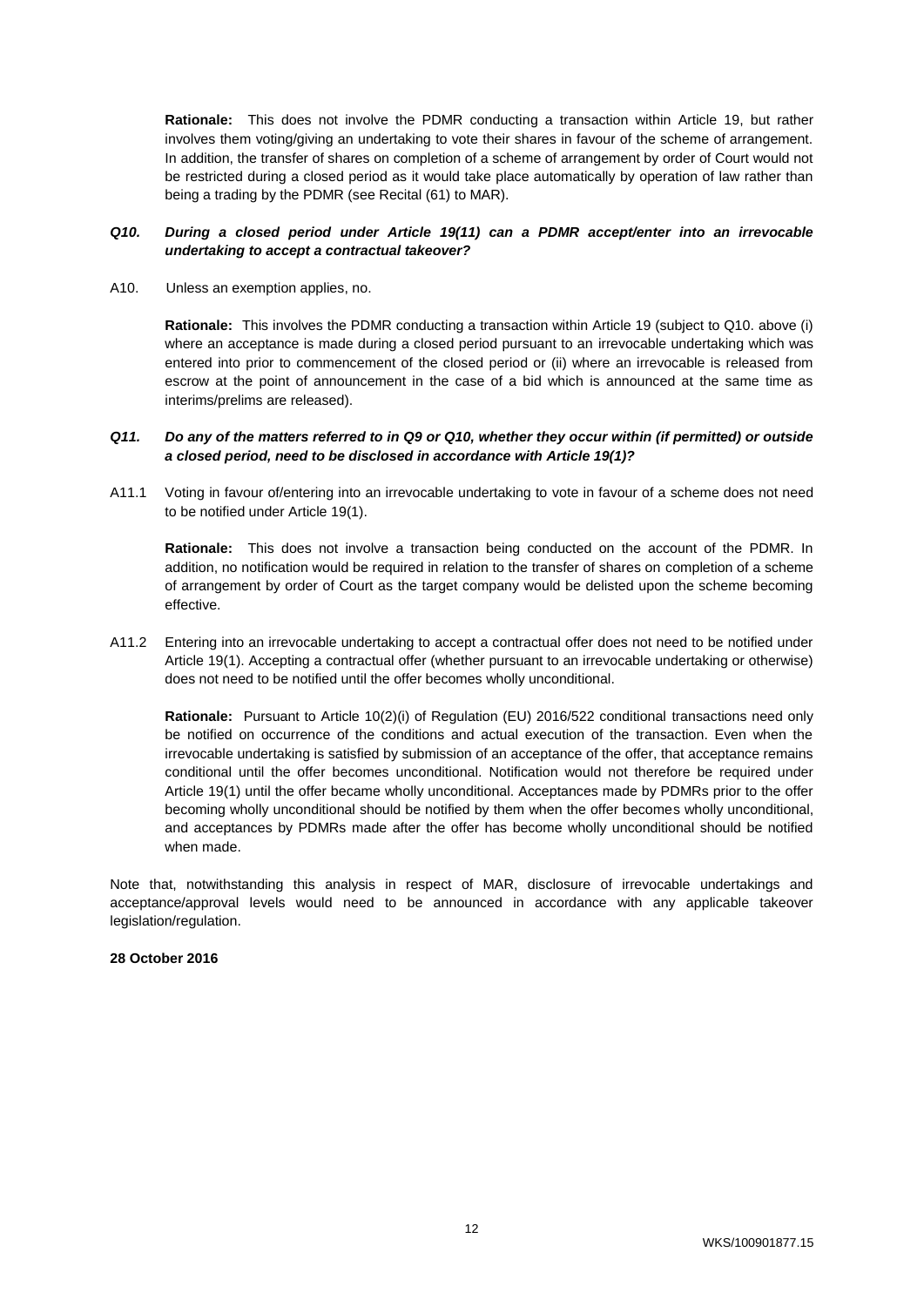**Rationale:** This does not involve the PDMR conducting a transaction within Article 19, but rather involves them voting/giving an undertaking to vote their shares in favour of the scheme of arrangement. In addition, the transfer of shares on completion of a scheme of arrangement by order of Court would not be restricted during a closed period as it would take place automatically by operation of law rather than being a trading by the PDMR (see Recital (61) to MAR).

***Q10. During a closed period under Article 19(11) can a PDMR accept/enter into an irrevocable undertaking to accept a contractual takeover?***

A10. Unless an exemption applies, no.

**Rationale:** This involves the PDMR conducting a transaction within Article 19 (subject to Q10. above (i) where an acceptance is made during a closed period pursuant to an irrevocable undertaking which was entered into prior to commencement of the closed period or (ii) where an irrevocable is released from escrow at the point of announcement in the case of a bid which is announced at the same time as interims/prelims are released).

***Q11. Do any of the matters referred to in Q9 or Q10, whether they occur within (if permitted) or outside a closed period, need to be disclosed in accordance with Article 19(1)?***

A11.1 Voting in favour of/entering into an irrevocable undertaking to vote in favour of a scheme does not need to be notified under Article 19(1).

**Rationale:** This does not involve a transaction being conducted on the account of the PDMR. In addition, no notification would be required in relation to the transfer of shares on completion of a scheme of arrangement by order of Court as the target company would be delisted upon the scheme becoming effective.

A11.2 Entering into an irrevocable undertaking to accept a contractual offer does not need to be notified under Article 19(1). Accepting a contractual offer (whether pursuant to an irrevocable undertaking or otherwise) does not need to be notified until the offer becomes wholly unconditional.

**Rationale:** Pursuant to Article 10(2)(i) of Regulation (EU) 2016/522 conditional transactions need only be notified on occurrence of the conditions and actual execution of the transaction. Even when the irrevocable undertaking is satisfied by submission of an acceptance of the offer, that acceptance remains conditional until the offer becomes unconditional. Notification would not therefore be required under Article 19(1) until the offer became wholly unconditional. Acceptances made by PDMRs prior to the offer becoming wholly unconditional should be notified by them when the offer becomes wholly unconditional, and acceptances by PDMRs made after the offer has become wholly unconditional should be notified when made.

Note that, notwithstanding this analysis in respect of MAR, disclosure of irrevocable undertakings and acceptance/approval levels would need to be announced in accordance with any applicable takeover legislation/regulation.

**28 October 2016**

WKS/100901877.15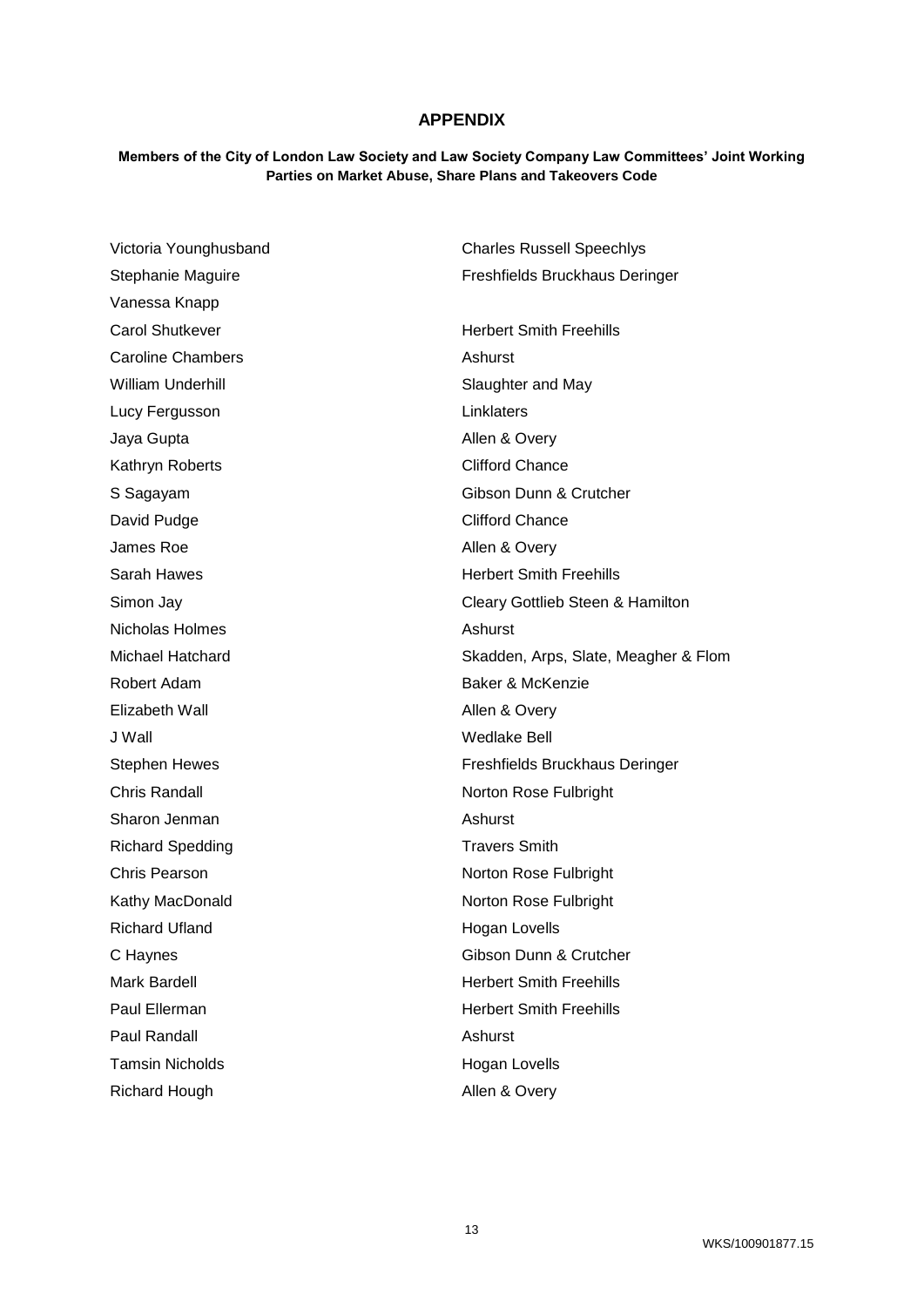# APPENDIX

**Members of the City of London Law Society and Law Society Company Law Committees' Joint Working Parties on Market Abuse, Share Plans and Takeovers Code**

| | |
|---|---|
| Victoria Younghusband | Charles Russell Speechlys |
| Stephanie Maguire | Freshfields Bruckhaus Deringer |
| Vanessa Knapp | |
| Carol Shutkever | Herbert Smith Freehills |
| Caroline Chambers | Ashurst |
| William Underhill | Slaughter and May |
| Lucy Fergusson | Linklaters |
| Jaya Gupta | Allen & Overy |
| Kathryn Roberts | Clifford Chance |
| S Sagayam | Gibson Dunn & Crutcher |
| David Pudge | Clifford Chance |
| James Roe | Allen & Overy |
| Sarah Hawes | Herbert Smith Freehills |
| Simon Jay | Cleary Gottlieb Steen & Hamilton |
| Nicholas Holmes | Ashurst |
| Michael Hatchard | Skadden, Arps, Slate, Meagher & Flom |
| Robert Adam | Baker & McKenzie |
| Elizabeth Wall | Allen & Overy |
| J Wall | Wedlake Bell |
| Stephen Hewes | Freshfields Bruckhaus Deringer |
| Chris Randall | Norton Rose Fulbright |
| Sharon Jenman | Ashurst |
| Richard Spedding | Travers Smith |
| Chris Pearson | Norton Rose Fulbright |
| Kathy MacDonald | Norton Rose Fulbright |
| Richard Ufland | Hogan Lovells |
| C Haynes | Gibson Dunn & Crutcher |
| Mark Bardell | Herbert Smith Freehills |
| Paul Ellerman | Herbert Smith Freehills |
| Paul Randall | Ashurst |
| Tamsin Nicholds | Hogan Lovells |
| Richard Hough | Allen & Overy |

WKS/100901877.15